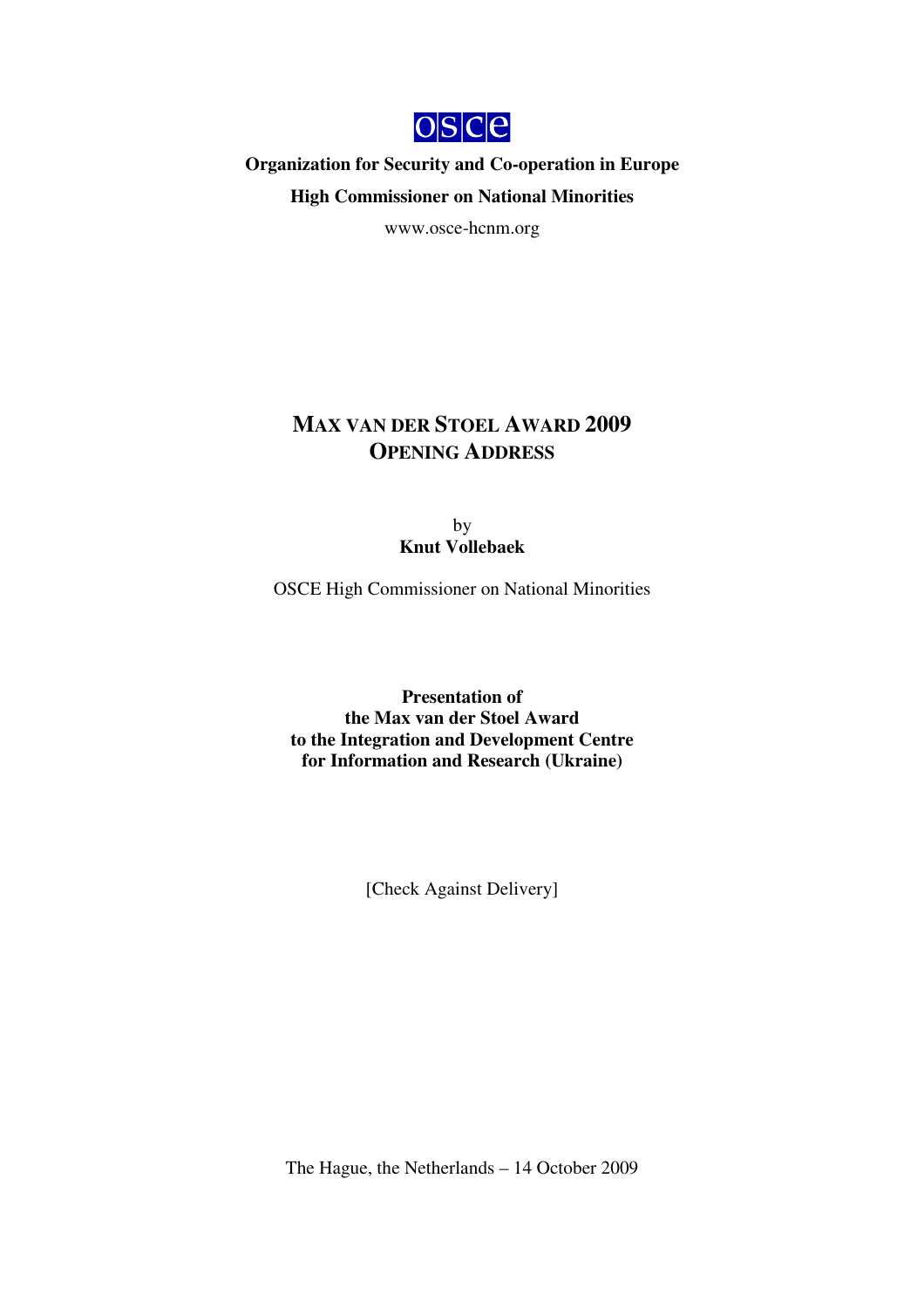osce

**Organization for Security and Co-operation in Europe**

**High Commissioner on National Minorities**

www.osce-hcnm.org

# MAX VAN DER STOEL AWARD 2009
# OPENING ADDRESS

by
**Knut Vollebaek**

OSCE High Commissioner on National Minorities

**Presentation of**
**the Max van der Stoel Award**
**to the Integration and Development Centre**
**for Information and Research (Ukraine)**

[Check Against Delivery]

The Hague, the Netherlands – 14 October 2009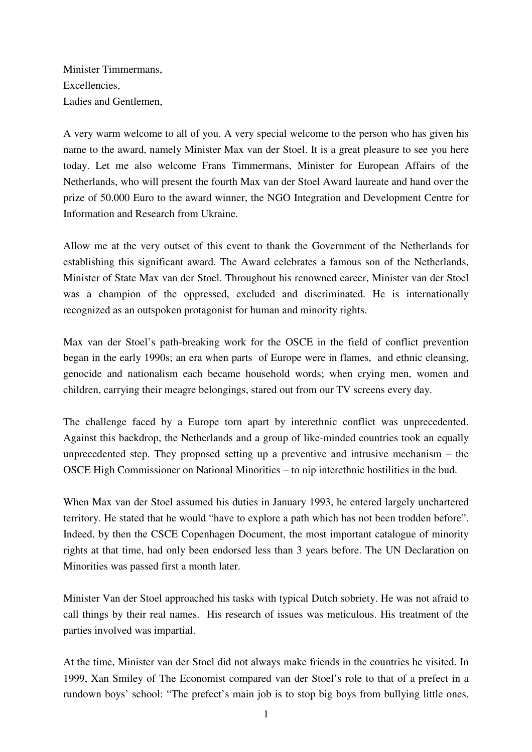Minister Timmermans,
Excellencies,
Ladies and Gentlemen,

A very warm welcome to all of you. A very special welcome to the person who has given his name to the award, namely Minister Max van der Stoel. It is a great pleasure to see you here today. Let me also welcome Frans Timmermans, Minister for European Affairs of the Netherlands, who will present the fourth Max van der Stoel Award laureate and hand over the prize of 50.000 Euro to the award winner, the NGO Integration and Development Centre for Information and Research from Ukraine.

Allow me at the very outset of this event to thank the Government of the Netherlands for establishing this significant award. The Award celebrates a famous son of the Netherlands, Minister of State Max van der Stoel. Throughout his renowned career, Minister van der Stoel was a champion of the oppressed, excluded and discriminated. He is internationally recognized as an outspoken protagonist for human and minority rights.

Max van der Stoel's path-breaking work for the OSCE in the field of conflict prevention began in the early 1990s; an era when parts of Europe were in flames, and ethnic cleansing, genocide and nationalism each became household words; when crying men, women and children, carrying their meagre belongings, stared out from our TV screens every day.

The challenge faced by a Europe torn apart by interethnic conflict was unprecedented. Against this backdrop, the Netherlands and a group of like-minded countries took an equally unprecedented step. They proposed setting up a preventive and intrusive mechanism – the OSCE High Commissioner on National Minorities – to nip interethnic hostilities in the bud.

When Max van der Stoel assumed his duties in January 1993, he entered largely unchartered territory. He stated that he would "have to explore a path which has not been trodden before". Indeed, by then the CSCE Copenhagen Document, the most important catalogue of minority rights at that time, had only been endorsed less than 3 years before. The UN Declaration on Minorities was passed first a month later.

Minister Van der Stoel approached his tasks with typical Dutch sobriety. He was not afraid to call things by their real names. His research of issues was meticulous. His treatment of the parties involved was impartial.

At the time, Minister van der Stoel did not always make friends in the countries he visited. In 1999, Xan Smiley of The Economist compared van der Stoel's role to that of a prefect in a rundown boys' school: "The prefect's main job is to stop big boys from bullying little ones,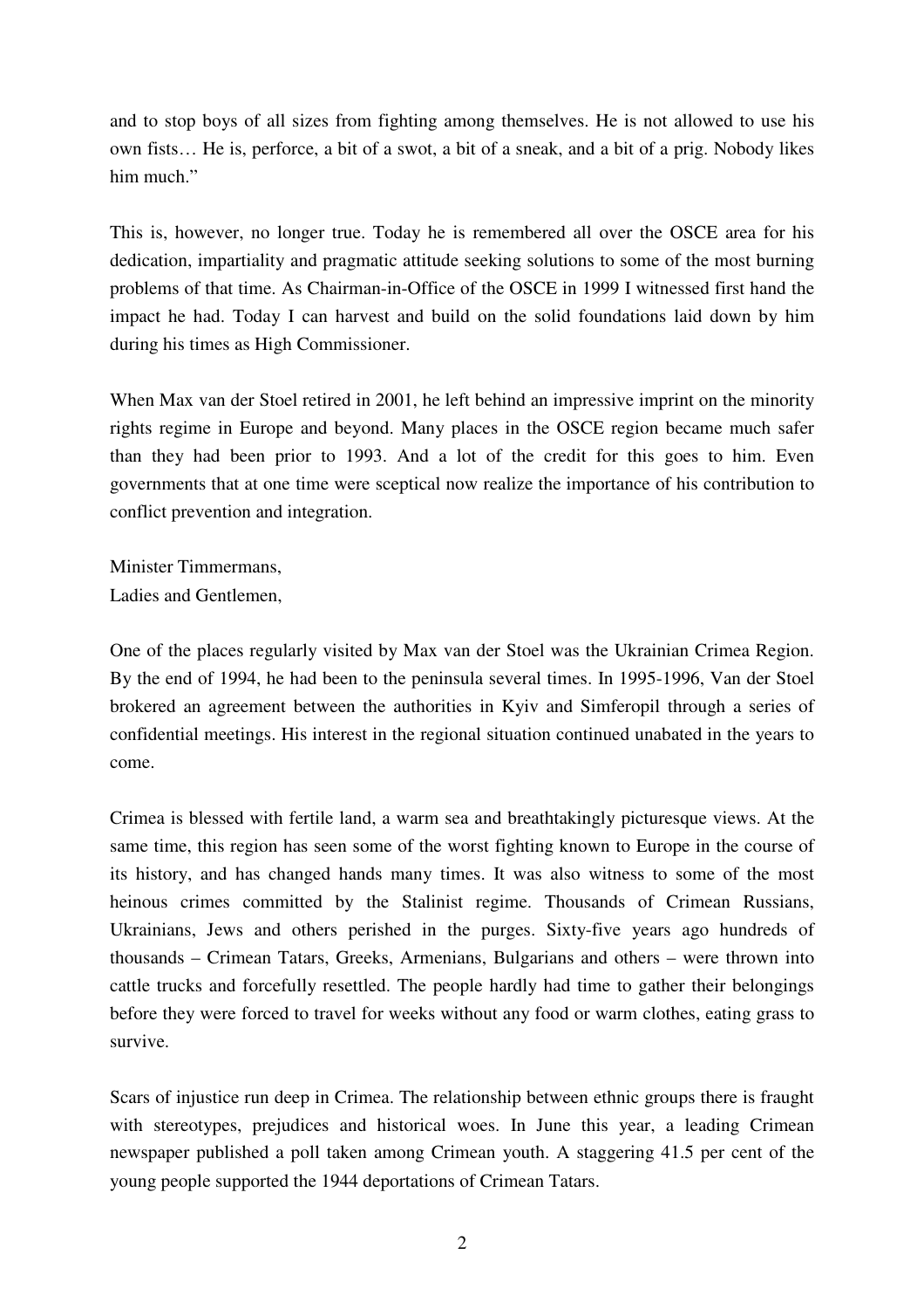and to stop boys of all sizes from fighting among themselves. He is not allowed to use his own fists… He is, perforce, a bit of a swot, a bit of a sneak, and a bit of a prig. Nobody likes him much."

This is, however, no longer true. Today he is remembered all over the OSCE area for his dedication, impartiality and pragmatic attitude seeking solutions to some of the most burning problems of that time. As Chairman-in-Office of the OSCE in 1999 I witnessed first hand the impact he had. Today I can harvest and build on the solid foundations laid down by him during his times as High Commissioner.

When Max van der Stoel retired in 2001, he left behind an impressive imprint on the minority rights regime in Europe and beyond. Many places in the OSCE region became much safer than they had been prior to 1993. And a lot of the credit for this goes to him. Even governments that at one time were sceptical now realize the importance of his contribution to conflict prevention and integration.

Minister Timmermans,
Ladies and Gentlemen,

One of the places regularly visited by Max van der Stoel was the Ukrainian Crimea Region. By the end of 1994, he had been to the peninsula several times. In 1995-1996, Van der Stoel brokered an agreement between the authorities in Kyiv and Simferopil through a series of confidential meetings. His interest in the regional situation continued unabated in the years to come.

Crimea is blessed with fertile land, a warm sea and breathtakingly picturesque views. At the same time, this region has seen some of the worst fighting known to Europe in the course of its history, and has changed hands many times. It was also witness to some of the most heinous crimes committed by the Stalinist regime. Thousands of Crimean Russians, Ukrainians, Jews and others perished in the purges. Sixty-five years ago hundreds of thousands – Crimean Tatars, Greeks, Armenians, Bulgarians and others – were thrown into cattle trucks and forcefully resettled. The people hardly had time to gather their belongings before they were forced to travel for weeks without any food or warm clothes, eating grass to survive.

Scars of injustice run deep in Crimea. The relationship between ethnic groups there is fraught with stereotypes, prejudices and historical woes. In June this year, a leading Crimean newspaper published a poll taken among Crimean youth. A staggering 41.5 per cent of the young people supported the 1944 deportations of Crimean Tatars.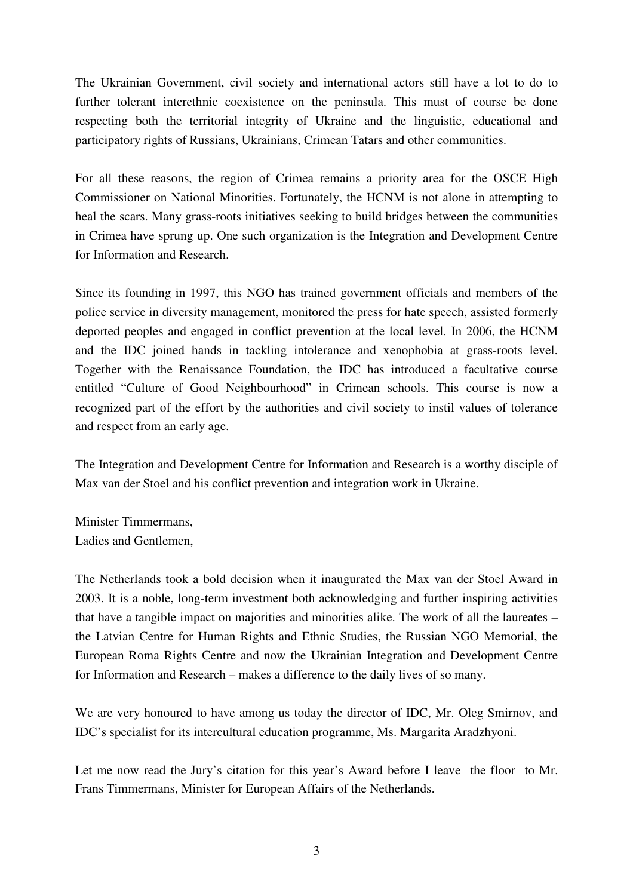The Ukrainian Government, civil society and international actors still have a lot to do to further tolerant interethnic coexistence on the peninsula. This must of course be done respecting both the territorial integrity of Ukraine and the linguistic, educational and participatory rights of Russians, Ukrainians, Crimean Tatars and other communities.

For all these reasons, the region of Crimea remains a priority area for the OSCE High Commissioner on National Minorities. Fortunately, the HCNM is not alone in attempting to heal the scars. Many grass-roots initiatives seeking to build bridges between the communities in Crimea have sprung up. One such organization is the Integration and Development Centre for Information and Research.

Since its founding in 1997, this NGO has trained government officials and members of the police service in diversity management, monitored the press for hate speech, assisted formerly deported peoples and engaged in conflict prevention at the local level. In 2006, the HCNM and the IDC joined hands in tackling intolerance and xenophobia at grass-roots level. Together with the Renaissance Foundation, the IDC has introduced a facultative course entitled "Culture of Good Neighbourhood" in Crimean schools. This course is now a recognized part of the effort by the authorities and civil society to instil values of tolerance and respect from an early age.

The Integration and Development Centre for Information and Research is a worthy disciple of Max van der Stoel and his conflict prevention and integration work in Ukraine.

Minister Timmermans,
Ladies and Gentlemen,

The Netherlands took a bold decision when it inaugurated the Max van der Stoel Award in 2003. It is a noble, long-term investment both acknowledging and further inspiring activities that have a tangible impact on majorities and minorities alike. The work of all the laureates – the Latvian Centre for Human Rights and Ethnic Studies, the Russian NGO Memorial, the European Roma Rights Centre and now the Ukrainian Integration and Development Centre for Information and Research – makes a difference to the daily lives of so many.

We are very honoured to have among us today the director of IDC, Mr. Oleg Smirnov, and IDC's specialist for its intercultural education programme, Ms. Margarita Aradzhyoni.

Let me now read the Jury's citation for this year's Award before I leave the floor to Mr. Frans Timmermans, Minister for European Affairs of the Netherlands.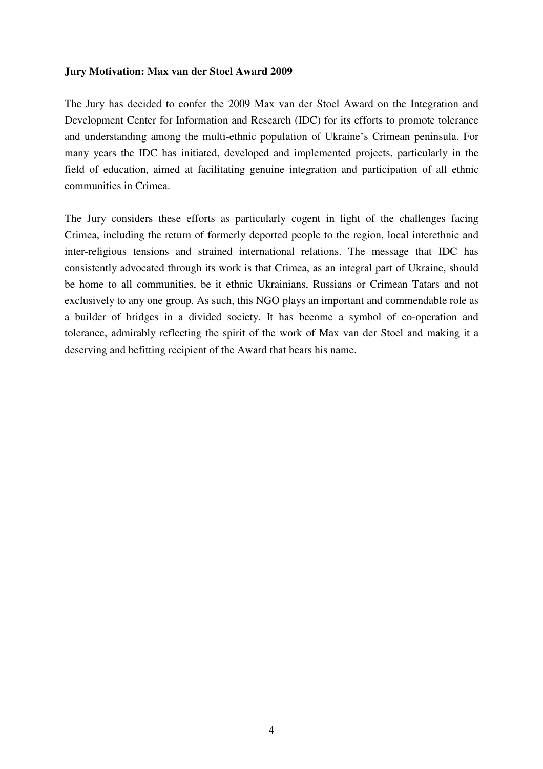**Jury Motivation: Max van der Stoel Award 2009**

The Jury has decided to confer the 2009 Max van der Stoel Award on the Integration and Development Center for Information and Research (IDC) for its efforts to promote tolerance and understanding among the multi-ethnic population of Ukraine's Crimean peninsula. For many years the IDC has initiated, developed and implemented projects, particularly in the field of education, aimed at facilitating genuine integration and participation of all ethnic communities in Crimea.

The Jury considers these efforts as particularly cogent in light of the challenges facing Crimea, including the return of formerly deported people to the region, local interethnic and inter-religious tensions and strained international relations. The message that IDC has consistently advocated through its work is that Crimea, as an integral part of Ukraine, should be home to all communities, be it ethnic Ukrainians, Russians or Crimean Tatars and not exclusively to any one group. As such, this NGO plays an important and commendable role as a builder of bridges in a divided society. It has become a symbol of co-operation and tolerance, admirably reflecting the spirit of the work of Max van der Stoel and making it a deserving and befitting recipient of the Award that bears his name.